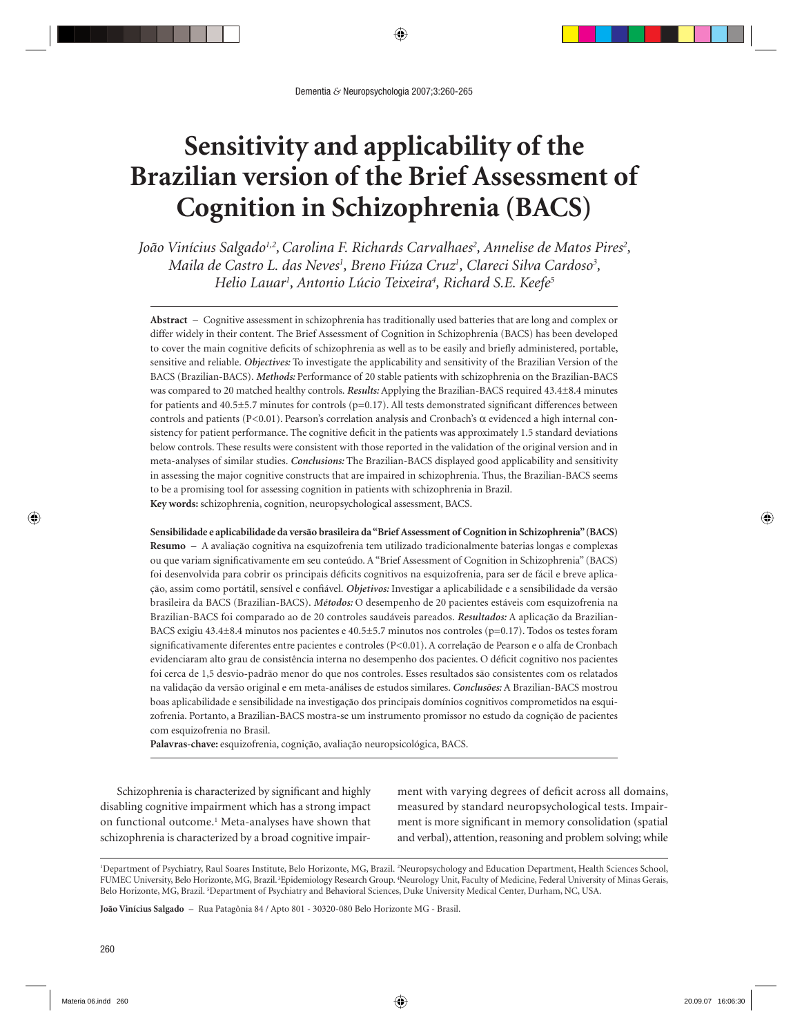# Sensitivity and applicability of the Brazilian version of the Brief Assessment of Cognition in Schizophrenia (BACS)

*João Vinícius Salgado[1,2], Carolina F. Richards Carvalhaes[2], Annelise de Matos Pires[2], Maila de Castro L. das Neves[1], Breno Fiúza Cruz[1], Clareci Silva Cardoso[3], Helio Lauar[1], Antonio Lúcio Teixeira[4], Richard S.E. Keefe[5]*

---

**Abstract** – Cognitive assessment in schizophrenia has traditionally used batteries that are long and complex or differ widely in their content. The Brief Assessment of Cognition in Schizophrenia (BACS) has been developed to cover the main cognitive deficits of schizophrenia as well as to be easily and briefly administered, portable, sensitive and reliable. ***Objectives:*** To investigate the applicability and sensitivity of the Brazilian Version of the BACS (Brazilian-BACS). ***Methods:*** Performance of 20 stable patients with schizophrenia on the Brazilian-BACS was compared to 20 matched healthy controls. ***Results:*** Applying the Brazilian-BACS required 43.4±8.4 minutes for patients and 40.5±5.7 minutes for controls (p=0.17). All tests demonstrated significant differences between controls and patients (P<0.01). Pearson's correlation analysis and Cronbach's α evidenced a high internal consistency for patient performance. The cognitive deficit in the patients was approximately 1.5 standard deviations below controls. These results were consistent with those reported in the validation of the original version and in meta-analyses of similar studies. ***Conclusions:*** The Brazilian-BACS displayed good applicability and sensitivity in assessing the major cognitive constructs that are impaired in schizophrenia. Thus, the Brazilian-BACS seems to be a promising tool for assessing cognition in patients with schizophrenia in Brazil.

**Key words:** schizophrenia, cognition, neuropsychological assessment, BACS.

**Sensibilidade e aplicabilidade da versão brasileira da "Brief Assessment of Cognition in Schizophrenia" (BACS)**

**Resumo** – A avaliação cognitiva na esquizofrenia tem utilizado tradicionalmente baterias longas e complexas ou que variam significativamente em seu conteúdo. A "Brief Assessment of Cognition in Schizophrenia" (BACS) foi desenvolvida para cobrir os principais déficits cognitivos na esquizofrenia, para ser de fácil e breve aplicação, assim como portátil, sensível e confiável. ***Objetivos:*** Investigar a aplicabilidade e a sensibilidade da versão brasileira da BACS (Brazilian-BACS). ***Métodos:*** O desempenho de 20 pacientes estáveis com esquizofrenia na Brazilian-BACS foi comparado ao de 20 controles saudáveis pareados. ***Resultados:*** A aplicação da Brazilian-BACS exigiu 43.4±8.4 minutos nos pacientes e 40.5±5.7 minutos nos controles (p=0.17). Todos os testes foram significativamente diferentes entre pacientes e controles (P<0.01). A correlação de Pearson e o alfa de Cronbach evidenciaram alto grau de consistência interna no desempenho dos pacientes. O déficit cognitivo nos pacientes foi cerca de 1,5 desvio-padrão menor do que nos controles. Esses resultados são consistentes com os relatados na validação da versão original e em meta-análises de estudos similares. ***Conclusões:*** A Brazilian-BACS mostrou boas aplicabilidade e sensibilidade na investigação dos principais domínios cognitivos comprometidos na esquizofrenia. Portanto, a Brazilian-BACS mostra-se um instrumento promissor no estudo da cognição de pacientes com esquizofrenia no Brasil.

**Palavras-chave:** esquizofrenia, cognição, avaliação neuropsicológica, BACS.

---

Schizophrenia is characterized by significant and highly disabling cognitive impairment which has a strong impact on functional outcome.[1] Meta-analyses have shown that schizophrenia is characterized by a broad cognitive impairment with varying degrees of deficit across all domains, measured by standard neuropsychological tests. Impairment is more significant in memory consolidation (spatial and verbal), attention, reasoning and problem solving; while

---

[1]Department of Psychiatry, Raul Soares Institute, Belo Horizonte, MG, Brazil. [2]Neuropsychology and Education Department, Health Sciences School, FUMEC University, Belo Horizonte, MG, Brazil. [3]Epidemiology Research Group. [4]Neurology Unit, Faculty of Medicine, Federal University of Minas Gerais, Belo Horizonte, MG, Brazil. [5]Department of Psychiatry and Behavioral Sciences, Duke University Medical Center, Durham, NC, USA.

**João Vinícius Salgado** – Rua Patagônia 84 / Apto 801 - 30320-080 Belo Horizonte MG - Brasil.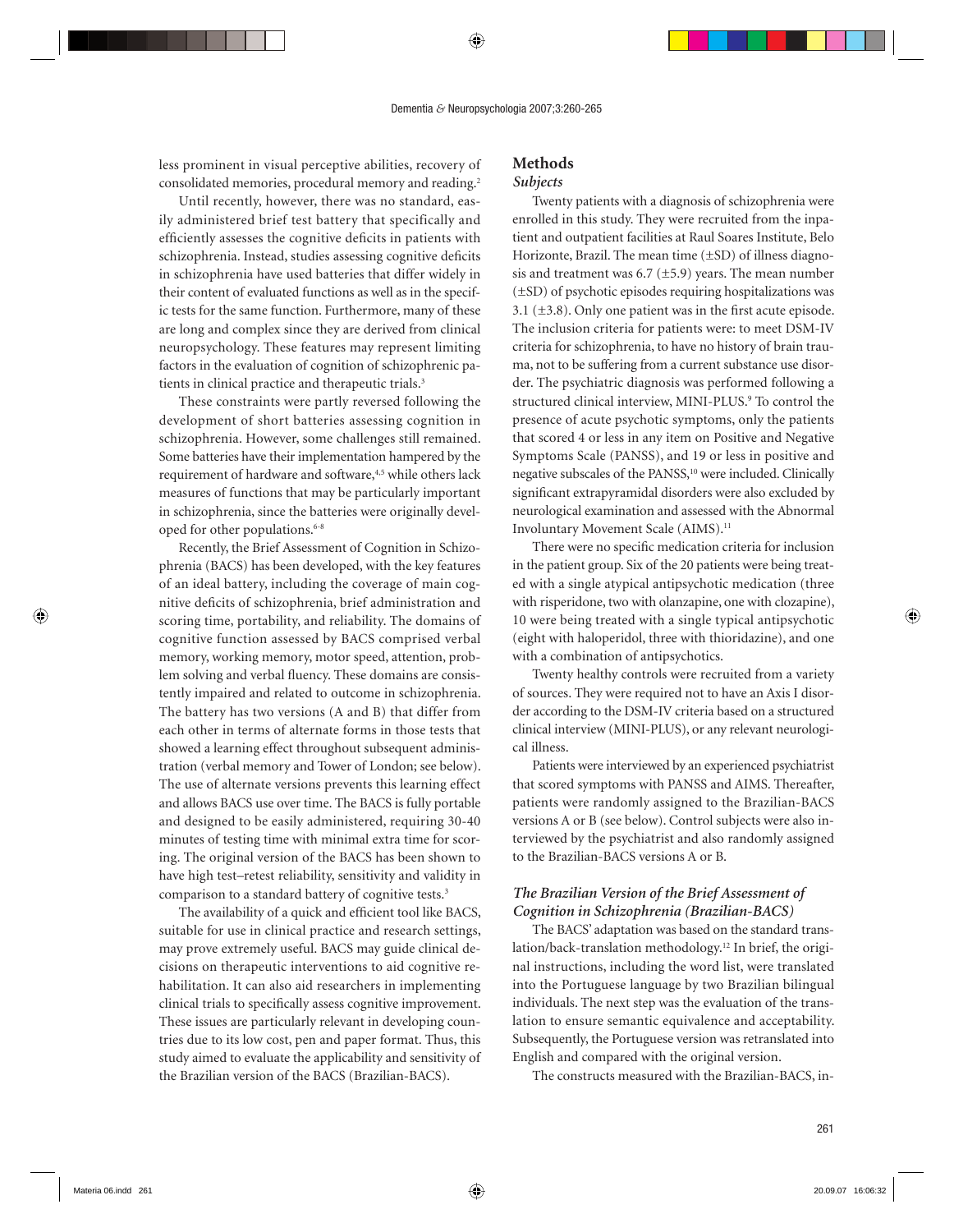less prominent in visual perceptive abilities, recovery of consolidated memories, procedural memory and reading.[2]

Until recently, however, there was no standard, easily administered brief test battery that specifically and efficiently assesses the cognitive deficits in patients with schizophrenia. Instead, studies assessing cognitive deficits in schizophrenia have used batteries that differ widely in their content of evaluated functions as well as in the specific tests for the same function. Furthermore, many of these are long and complex since they are derived from clinical neuropsychology. These features may represent limiting factors in the evaluation of cognition of schizophrenic patients in clinical practice and therapeutic trials.[3]

These constraints were partly reversed following the development of short batteries assessing cognition in schizophrenia. However, some challenges still remained. Some batteries have their implementation hampered by the requirement of hardware and software,[4,5] while others lack measures of functions that may be particularly important in schizophrenia, since the batteries were originally developed for other populations.[6-8]

Recently, the Brief Assessment of Cognition in Schizophrenia (BACS) has been developed, with the key features of an ideal battery, including the coverage of main cognitive deficits of schizophrenia, brief administration and scoring time, portability, and reliability. The domains of cognitive function assessed by BACS comprised verbal memory, working memory, motor speed, attention, problem solving and verbal fluency. These domains are consistently impaired and related to outcome in schizophrenia. The battery has two versions (A and B) that differ from each other in terms of alternate forms in those tests that showed a learning effect throughout subsequent administration (verbal memory and Tower of London; see below). The use of alternate versions prevents this learning effect and allows BACS use over time. The BACS is fully portable and designed to be easily administered, requiring 30-40 minutes of testing time with minimal extra time for scoring. The original version of the BACS has been shown to have high test–retest reliability, sensitivity and validity in comparison to a standard battery of cognitive tests.[3]

The availability of a quick and efficient tool like BACS, suitable for use in clinical practice and research settings, may prove extremely useful. BACS may guide clinical decisions on therapeutic interventions to aid cognitive rehabilitation. It can also aid researchers in implementing clinical trials to specifically assess cognitive improvement. These issues are particularly relevant in developing countries due to its low cost, pen and paper format. Thus, this study aimed to evaluate the applicability and sensitivity of the Brazilian version of the BACS (Brazilian-BACS).

## Methods

### *Subjects*

Twenty patients with a diagnosis of schizophrenia were enrolled in this study. They were recruited from the inpatient and outpatient facilities at Raul Soares Institute, Belo Horizonte, Brazil. The mean time (±SD) of illness diagnosis and treatment was 6.7 (±5.9) years. The mean number (±SD) of psychotic episodes requiring hospitalizations was 3.1 (±3.8). Only one patient was in the first acute episode. The inclusion criteria for patients were: to meet DSM-IV criteria for schizophrenia, to have no history of brain trauma, not to be suffering from a current substance use disorder. The psychiatric diagnosis was performed following a structured clinical interview, MINI-PLUS.[9] To control the presence of acute psychotic symptoms, only the patients that scored 4 or less in any item on Positive and Negative Symptoms Scale (PANSS), and 19 or less in positive and negative subscales of the PANSS,[10] were included. Clinically significant extrapyramidal disorders were also excluded by neurological examination and assessed with the Abnormal Involuntary Movement Scale (AIMS).[11]

There were no specific medication criteria for inclusion in the patient group. Six of the 20 patients were being treated with a single atypical antipsychotic medication (three with risperidone, two with olanzapine, one with clozapine), 10 were being treated with a single typical antipsychotic (eight with haloperidol, three with thioridazine), and one with a combination of antipsychotics.

Twenty healthy controls were recruited from a variety of sources. They were required not to have an Axis I disorder according to the DSM-IV criteria based on a structured clinical interview (MINI-PLUS), or any relevant neurological illness.

Patients were interviewed by an experienced psychiatrist that scored symptoms with PANSS and AIMS. Thereafter, patients were randomly assigned to the Brazilian-BACS versions A or B (see below). Control subjects were also interviewed by the psychiatrist and also randomly assigned to the Brazilian-BACS versions A or B.

### *The Brazilian Version of the Brief Assessment of Cognition in Schizophrenia (Brazilian-BACS)*

The BACS' adaptation was based on the standard translation/back-translation methodology.[12] In brief, the original instructions, including the word list, were translated into the Portuguese language by two Brazilian bilingual individuals. The next step was the evaluation of the translation to ensure semantic equivalence and acceptability. Subsequently, the Portuguese version was retranslated into English and compared with the original version.

The constructs measured with the Brazilian-BACS, in-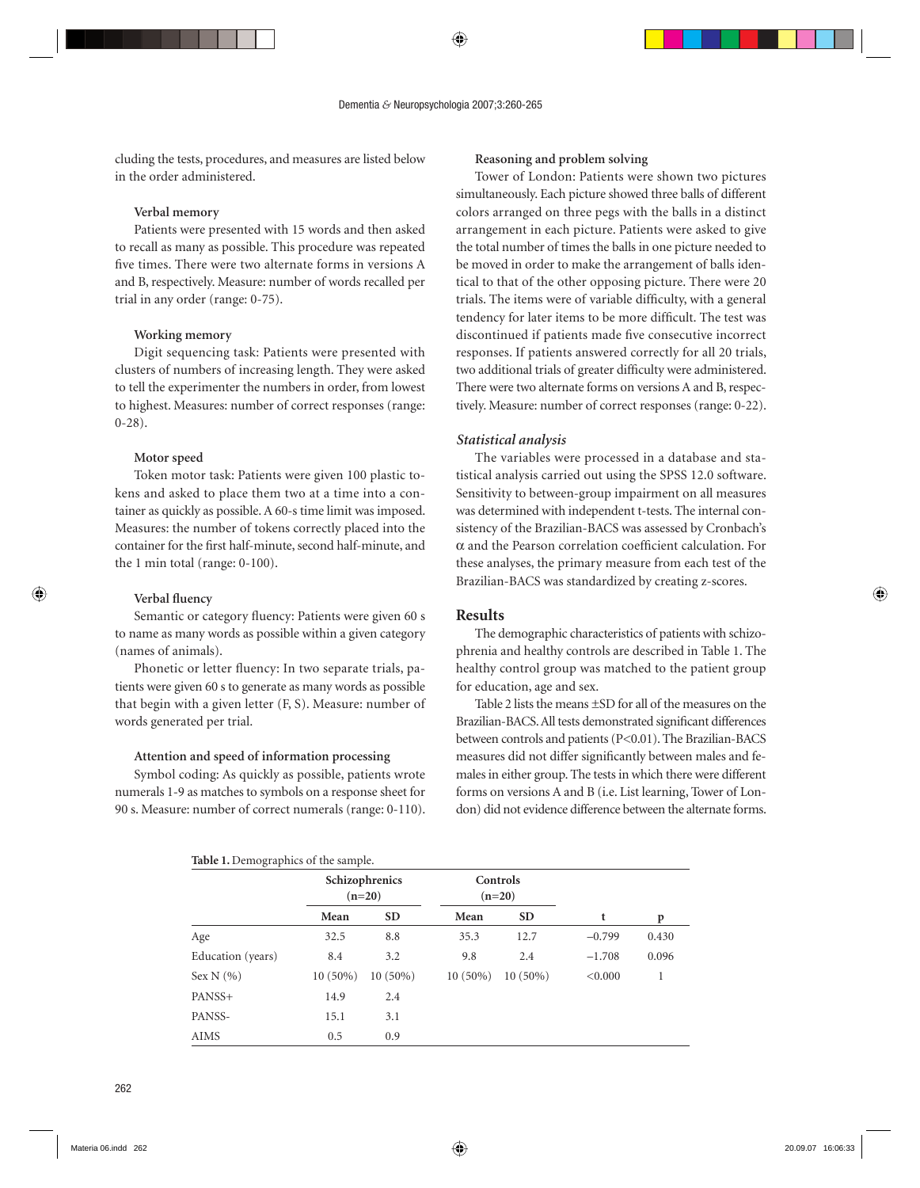cluding the tests, procedures, and measures are listed below in the order administered.

**Verbal memory**

Patients were presented with 15 words and then asked to recall as many as possible. This procedure was repeated five times. There were two alternate forms in versions A and B, respectively. Measure: number of words recalled per trial in any order (range: 0-75).

**Working memory**

Digit sequencing task: Patients were presented with clusters of numbers of increasing length. They were asked to tell the experimenter the numbers in order, from lowest to highest. Measures: number of correct responses (range: 0-28).

**Motor speed**

Token motor task: Patients were given 100 plastic tokens and asked to place them two at a time into a container as quickly as possible. A 60-s time limit was imposed. Measures: the number of tokens correctly placed into the container for the first half-minute, second half-minute, and the 1 min total (range: 0-100).

**Verbal fluency**

Semantic or category fluency: Patients were given 60 s to name as many words as possible within a given category (names of animals).

Phonetic or letter fluency: In two separate trials, patients were given 60 s to generate as many words as possible that begin with a given letter (F, S). Measure: number of words generated per trial.

**Attention and speed of information processing**

Symbol coding: As quickly as possible, patients wrote numerals 1-9 as matches to symbols on a response sheet for 90 s. Measure: number of correct numerals (range: 0-110).

**Reasoning and problem solving**

Tower of London: Patients were shown two pictures simultaneously. Each picture showed three balls of different colors arranged on three pegs with the balls in a distinct arrangement in each picture. Patients were asked to give the total number of times the balls in one picture needed to be moved in order to make the arrangement of balls identical to that of the other opposing picture. There were 20 trials. The items were of variable difficulty, with a general tendency for later items to be more difficult. The test was discontinued if patients made five consecutive incorrect responses. If patients answered correctly for all 20 trials, two additional trials of greater difficulty were administered. There were two alternate forms on versions A and B, respectively. Measure: number of correct responses (range: 0-22).

### *Statistical analysis*

The variables were processed in a database and statistical analysis carried out using the SPSS 12.0 software. Sensitivity to between-group impairment on all measures was determined with independent t-tests. The internal consistency of the Brazilian-BACS was assessed by Cronbach's $\alpha$ and the Pearson correlation coefficient calculation. For these analyses, the primary measure from each test of the Brazilian-BACS was standardized by creating z-scores.

## Results

The demographic characteristics of patients with schizophrenia and healthy controls are described in Table 1. The healthy control group was matched to the patient group for education, age and sex.

Table 2 lists the means ±SD for all of the measures on the Brazilian-BACS. All tests demonstrated significant differences between controls and patients ($P<0.01$). The Brazilian-BACS measures did not differ significantly between males and females in either group. The tests in which there were different forms on versions A and B (i.e. List learning, Tower of London) did not evidence difference between the alternate forms.

**Table 1.** Demographics of the sample.

| | Schizophrenics (n=20) | | Controls (n=20) | | | |
|---|---|---|---|---|---|---|
| | Mean | SD | Mean | SD | t | p |
| Age | 32.5 | 8.8 | 35.3 | 12.7 | −0.799 | 0.430 |
| Education (years) | 8.4 | 3.2 | 9.8 | 2.4 | −1.708 | 0.096 |
| Sex N (%) | 10 (50%) | 10 (50%) | 10 (50%) | 10 (50%) | <0.000 | 1 |
| PANSS+ | 14.9 | 2.4 | | | | |
| PANSS- | 15.1 | 3.1 | | | | |
| AIMS | 0.5 | 0.9 | | | | |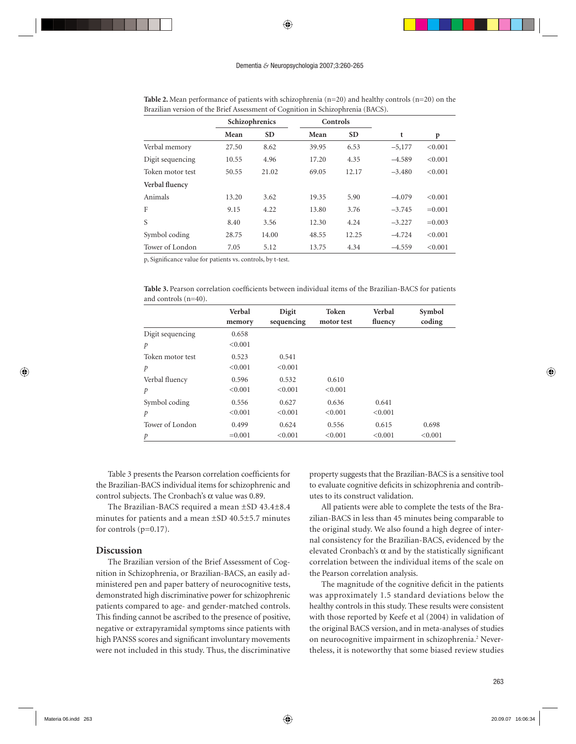**Table 2.** Mean performance of patients with schizophrenia (n=20) and healthy controls (n=20) on the Brazilian version of the Brief Assessment of Cognition in Schizophrenia (BACS).

| | Schizophrenics | | Controls | | | |
|---|---|---|---|---|---|---|
| | Mean | SD | Mean | SD | t | p |
| Verbal memory | 27.50 | 8.62 | 39.95 | 6.53 | –5,177 | <0.001 |
| Digit sequencing | 10.55 | 4.96 | 17.20 | 4.35 | –4.589 | <0.001 |
| Token motor test | 50.55 | 21.02 | 69.05 | 12.17 | –3.480 | <0.001 |
| **Verbal fluency** | | | | | | |
| Animals | 13.20 | 3.62 | 19.35 | 5.90 | –4.079 | <0.001 |
| F | 9.15 | 4.22 | 13.80 | 3.76 | –3.745 | =0.001 |
| S | 8.40 | 3.56 | 12.30 | 4.24 | –3.227 | =0.003 |
| Symbol coding | 28.75 | 14.00 | 48.55 | 12.25 | –4.724 | <0.001 |
| Tower of London | 7.05 | 5.12 | 13.75 | 4.34 | –4.559 | <0.001 |

p, Significance value for patients vs. controls, by t-test.

**Table 3.** Pearson correlation coefficients between individual items of the Brazilian-BACS for patients and controls (n=40).

| | Verbal memory | Digit sequencing | Token motor test | Verbal fluency | Symbol coding |
|---|---|---|---|---|---|
| Digit sequencing | 0.658 | | | | |
| *p* | <0.001 | | | | |
| Token motor test | 0.523 | 0.541 | | | |
| *p* | <0.001 | <0.001 | | | |
| Verbal fluency | 0.596 | 0.532 | 0.610 | | |
| *p* | <0.001 | <0.001 | <0.001 | | |
| Symbol coding | 0.556 | 0.627 | 0.636 | 0.641 | |
| *p* | <0.001 | <0.001 | <0.001 | <0.001 | |
| Tower of London | 0.499 | 0.624 | 0.556 | 0.615 | 0.698 |
| *p* | =0.001 | <0.001 | <0.001 | <0.001 | <0.001 |

Table 3 presents the Pearson correlation coefficients for the Brazilian-BACS individual items for schizophrenic and control subjects. The Cronbach's α value was 0.89.

The Brazilian-BACS required a mean ±SD 43.4±8.4 minutes for patients and a mean ±SD 40.5±5.7 minutes for controls (p=0.17).

## Discussion

The Brazilian version of the Brief Assessment of Cognition in Schizophrenia, or Brazilian-BACS, an easily administered pen and paper battery of neurocognitive tests, demonstrated high discriminative power for schizophrenic patients compared to age- and gender-matched controls. This finding cannot be ascribed to the presence of positive, negative or extrapyramidal symptoms since patients with high PANSS scores and significant involuntary movements were not included in this study. Thus, the discriminative property suggests that the Brazilian-BACS is a sensitive tool to evaluate cognitive deficits in schizophrenia and contributes to its construct validation.

All patients were able to complete the tests of the Brazilian-BACS in less than 45 minutes being comparable to the original study. We also found a high degree of internal consistency for the Brazilian-BACS, evidenced by the elevated Cronbach's α and by the statistically significant correlation between the individual items of the scale on the Pearson correlation analysis.

The magnitude of the cognitive deficit in the patients was approximately 1.5 standard deviations below the healthy controls in this study. These results were consistent with those reported by Keefe et al (2004) in validation of the original BACS version, and in meta-analyses of studies on neurocognitive impairment in schizophrenia.[2] Nevertheless, it is noteworthy that some biased review studies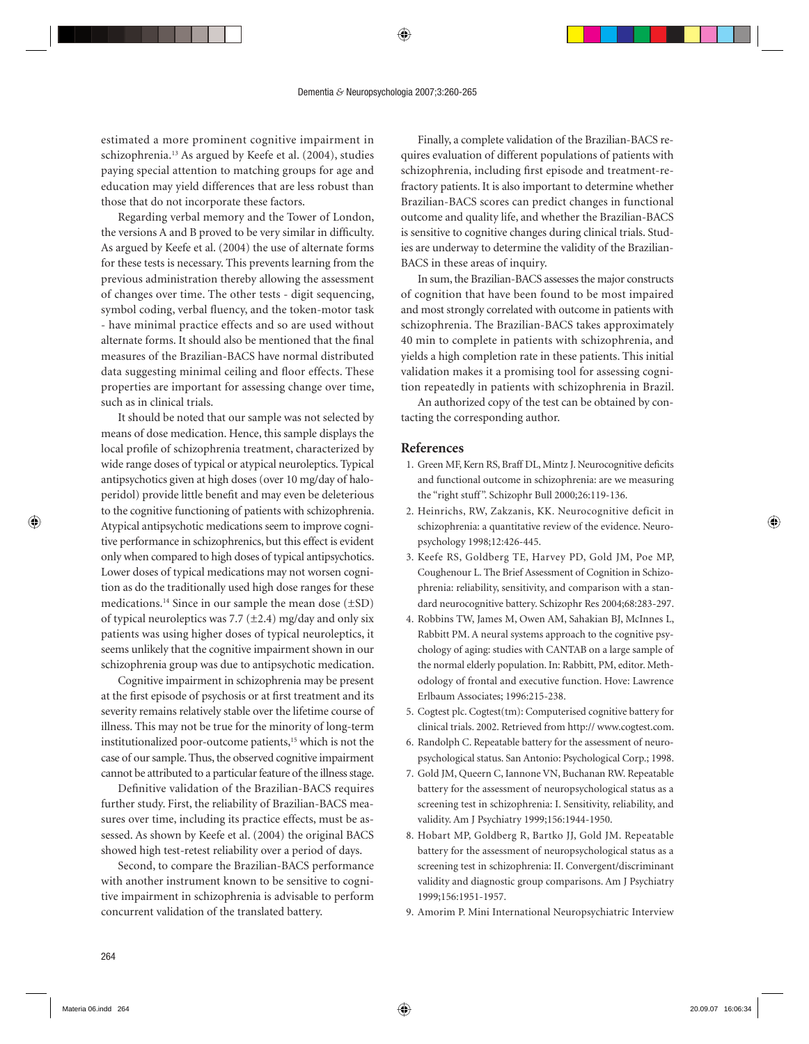estimated a more prominent cognitive impairment in schizophrenia.[13] As argued by Keefe et al. (2004), studies paying special attention to matching groups for age and education may yield differences that are less robust than those that do not incorporate these factors.

Regarding verbal memory and the Tower of London, the versions A and B proved to be very similar in difficulty. As argued by Keefe et al. (2004) the use of alternate forms for these tests is necessary. This prevents learning from the previous administration thereby allowing the assessment of changes over time. The other tests - digit sequencing, symbol coding, verbal fluency, and the token-motor task - have minimal practice effects and so are used without alternate forms. It should also be mentioned that the final measures of the Brazilian-BACS have normal distributed data suggesting minimal ceiling and floor effects. These properties are important for assessing change over time, such as in clinical trials.

It should be noted that our sample was not selected by means of dose medication. Hence, this sample displays the local profile of schizophrenia treatment, characterized by wide range doses of typical or atypical neuroleptics. Typical antipsychotics given at high doses (over 10 mg/day of haloperidol) provide little benefit and may even be deleterious to the cognitive functioning of patients with schizophrenia. Atypical antipsychotic medications seem to improve cognitive performance in schizophrenics, but this effect is evident only when compared to high doses of typical antipsychotics. Lower doses of typical medications may not worsen cognition as do the traditionally used high dose ranges for these medications.[14] Since in our sample the mean dose (±SD) of typical neuroleptics was 7.7 (±2.4) mg/day and only six patients was using higher doses of typical neuroleptics, it seems unlikely that the cognitive impairment shown in our schizophrenia group was due to antipsychotic medication.

Cognitive impairment in schizophrenia may be present at the first episode of psychosis or at first treatment and its severity remains relatively stable over the lifetime course of illness. This may not be true for the minority of long-term institutionalized poor-outcome patients,[15] which is not the case of our sample. Thus, the observed cognitive impairment cannot be attributed to a particular feature of the illness stage.

Definitive validation of the Brazilian-BACS requires further study. First, the reliability of Brazilian-BACS measures over time, including its practice effects, must be assessed. As shown by Keefe et al. (2004) the original BACS showed high test-retest reliability over a period of days.

Second, to compare the Brazilian-BACS performance with another instrument known to be sensitive to cognitive impairment in schizophrenia is advisable to perform concurrent validation of the translated battery.

Finally, a complete validation of the Brazilian-BACS requires evaluation of different populations of patients with schizophrenia, including first episode and treatment-refractory patients. It is also important to determine whether Brazilian-BACS scores can predict changes in functional outcome and quality life, and whether the Brazilian-BACS is sensitive to cognitive changes during clinical trials. Studies are underway to determine the validity of the Brazilian-BACS in these areas of inquiry.

In sum, the Brazilian-BACS assesses the major constructs of cognition that have been found to be most impaired and most strongly correlated with outcome in patients with schizophrenia. The Brazilian-BACS takes approximately 40 min to complete in patients with schizophrenia, and yields a high completion rate in these patients. This initial validation makes it a promising tool for assessing cognition repeatedly in patients with schizophrenia in Brazil.

An authorized copy of the test can be obtained by contacting the corresponding author.

## References

1. Green MF, Kern RS, Braff DL, Mintz J. Neurocognitive deficits and functional outcome in schizophrenia: are we measuring the "right stuff". Schizophr Bull 2000;26:119-136.
2. Heinrichs, RW, Zakzanis, KK. Neurocognitive deficit in schizophrenia: a quantitative review of the evidence. Neuropsychology 1998;12:426-445.
3. Keefe RS, Goldberg TE, Harvey PD, Gold JM, Poe MP, Coughenour L. The Brief Assessment of Cognition in Schizophrenia: reliability, sensitivity, and comparison with a standard neurocognitive battery. Schizophr Res 2004;68:283-297.
4. Robbins TW, James M, Owen AM, Sahakian BJ, McInnes L, Rabbitt PM. A neural systems approach to the cognitive psychology of aging: studies with CANTAB on a large sample of the normal elderly population. In: Rabbitt, PM, editor. Methodology of frontal and executive function. Hove: Lawrence Erlbaum Associates; 1996:215-238.
5. Cogtest plc. Cogtest(tm): Computerised cognitive battery for clinical trials. 2002. Retrieved from http:// www.cogtest.com.
6. Randolph C. Repeatable battery for the assessment of neuropsychological status. San Antonio: Psychological Corp.; 1998.
7. Gold JM, Queern C, Iannone VN, Buchanan RW. Repeatable battery for the assessment of neuropsychological status as a screening test in schizophrenia: I. Sensitivity, reliability, and validity. Am J Psychiatry 1999;156:1944-1950.
8. Hobart MP, Goldberg R, Bartko JJ, Gold JM. Repeatable battery for the assessment of neuropsychological status as a screening test in schizophrenia: II. Convergent/discriminant validity and diagnostic group comparisons. Am J Psychiatry 1999;156:1951-1957.
9. Amorim P. Mini International Neuropsychiatric Interview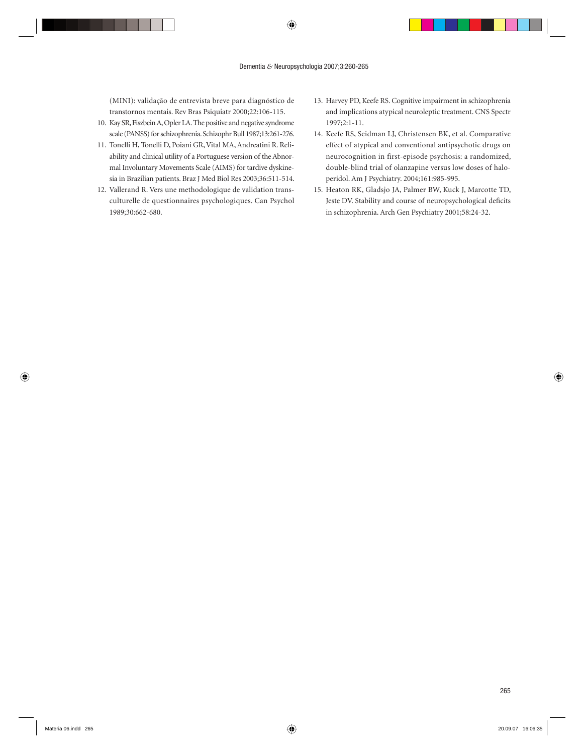(MINI): validação de entrevista breve para diagnóstico de transtornos mentais. Rev Bras Psiquiatr 2000;22:106-115.

10. Kay SR, Fiszbein A, Opler LA. The positive and negative syndrome scale (PANSS) for schizophrenia. Schizophr Bull 1987;13:261-276.
11. Tonelli H, Tonelli D, Poiani GR, Vital MA, Andreatini R. Reliability and clinical utility of a Portuguese version of the Abnormal Involuntary Movements Scale (AIMS) for tardive dyskinesia in Brazilian patients. Braz J Med Biol Res 2003;36:511-514.
12. Vallerand R. Vers une methodologique de validation transculturelle de questionnaires psychologiques. Can Psychol 1989;30:662-680.
13. Harvey PD, Keefe RS. Cognitive impairment in schizophrenia and implications atypical neuroleptic treatment. CNS Spectr 1997;2:1-11.
14. Keefe RS, Seidman LJ, Christensen BK, et al. Comparative effect of atypical and conventional antipsychotic drugs on neurocognition in first-episode psychosis: a randomized, double-blind trial of olanzapine versus low doses of haloperidol. Am J Psychiatry. 2004;161:985-995.
15. Heaton RK, Gladsjo JA, Palmer BW, Kuck J, Marcotte TD, Jeste DV. Stability and course of neuropsychological deficits in schizophrenia. Arch Gen Psychiatry 2001;58:24-32.